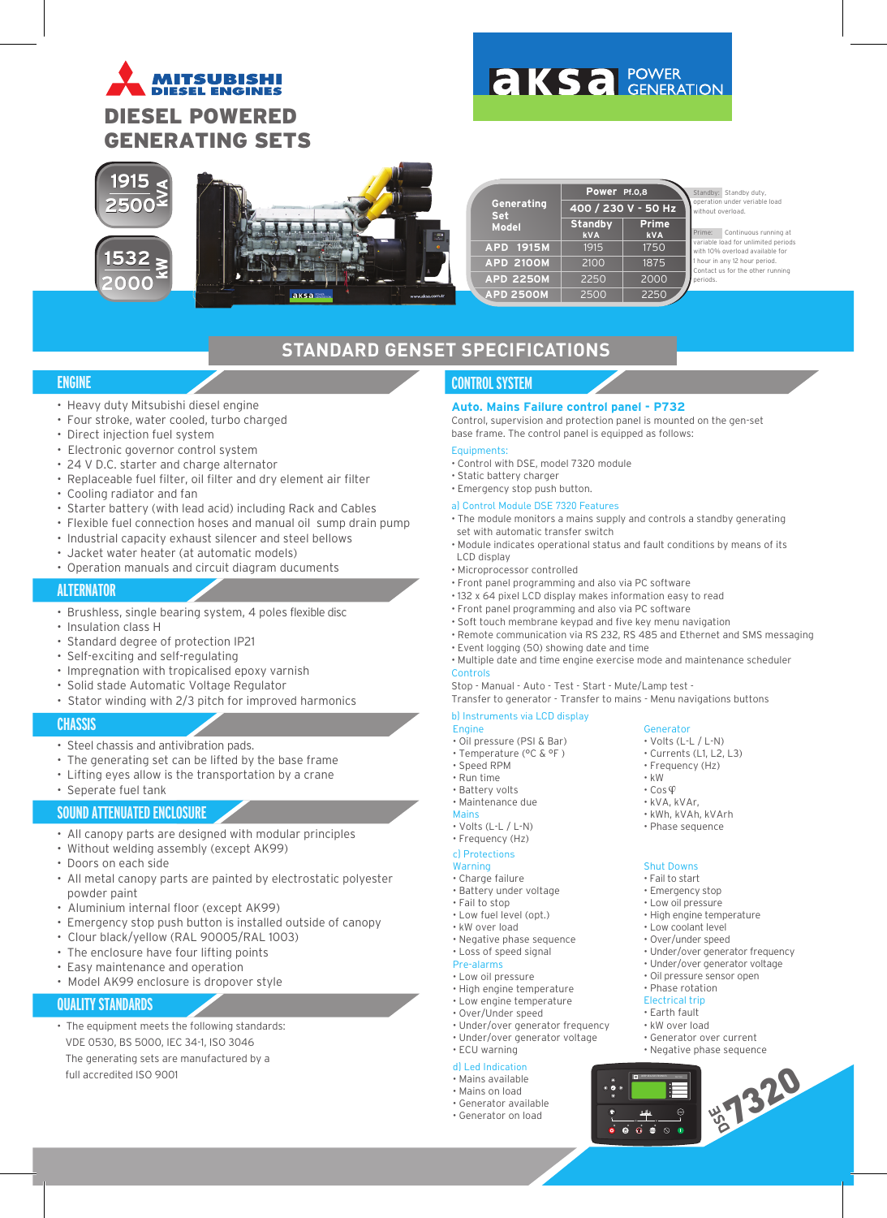MITSUBISHI DIESEL ENGINES

# DIESEL POWERED GENERATING SETS

aksa POWER GENERATION

1915 - 2500 kVA

1532 - 2000 kW

| Generating Set Model | Power Pf.0,8 | |
|---|---|---|
| | 400 / 230 V - 50 Hz | |
| | Standby kVA | Prime kVA |
| APD 1915M | 1915 | 1750 |
| APD 2100M | 2100 | 1875 |
| APD 2250M | 2250 | 2000 |
| APD 2500M | 2500 | 2250 |

Standby: Standby duty, operation under veriable load without overload.

Prime: Continuous running at variable load for unlimited periods with 10% overload available for 1 hour in any 12 hour period. Contact us for the other running periods.

## STANDARD GENSET SPECIFICATIONS

### ENGINE

- Heavy duty Mitsubishi diesel engine
- Four stroke, water cooled, turbo charged
- Direct injection fuel system
- Electronic governor control system
- 24 V D.C. starter and charge alternator
- Replaceable fuel filter, oil filter and dry element air filter
- Cooling radiator and fan
- Starter battery (with lead acid) including Rack and Cables
- Flexible fuel connection hoses and manual oil sump drain pump
- Industrial capacity exhaust silencer and steel bellows
- Jacket water heater (at automatic models)
- Operation manuals and circuit diagram ducuments

### ALTERNATOR

- Brushless, single bearing system, 4 poles flexible disc
- Insulation class H
- Standard degree of protection IP21
- Self-exciting and self-regulating
- Impregnation with tropicalised epoxy varnish
- Solid stade Automatic Voltage Regulator
- Stator winding with 2/3 pitch for improved harmonics

### CHASSIS

- Steel chassis and antivibration pads.
- The generating set can be lifted by the base frame
- Lifting eyes allow is the transportation by a crane
- Seperate fuel tank

### SOUND ATTENUATED ENCLOSURE

- All canopy parts are designed with modular principles
- Without welding assembly (except AK99)
- Doors on each side
- All metal canopy parts are painted by electrostatic polyester powder paint
- Aluminium internal floor (except AK99)
- Emergency stop push button is installed outside of canopy
- Clour black/yellow (RAL 90005/RAL 1003)
- The enclosure have four lifting points
- Easy maintenance and operation
- Model AK99 enclosure is dropover style

### QUALITY STANDARDS

- The equipment meets the following standards: VDE 0530, BS 5000, IEC 34-1, ISO 3046

The generating sets are manufactured by a full accredited ISO 9001

### CONTROL SYSTEM

**Auto. Mains Failure control panel - P732**

Control, supervision and protection panel is mounted on the gen-set base frame. The control panel is equipped as follows:

Equipments:

- Control with DSE, model 7320 module
- Static battery charger
- Emergency stop push button.

a) Control Module DSE 7320 Features

- The module monitors a mains supply and controls a standby generating set with automatic transfer switch
- Module indicates operational status and fault conditions by means of its LCD display
- Microprocessor controlled
- Front panel programming and also via PC software
- 132 x 64 pixel LCD display makes information easy to read
- Front panel programming and also via PC software
- Soft touch membrane keypad and five key menu navigation
- Remote communication via RS 232, RS 485 and Ethernet and SMS messaging
- Event logging (50) showing date and time
- Multiple date and time engine exercise mode and maintenance scheduler

Controls

Stop - Manual - Auto - Test - Start - Mute/Lamp test - Transfer to generator - Transfer to mains - Menu navigations buttons

b) Instruments via LCD display

Engine

- Oil pressure (PSI & Bar)
- Temperature (°C & °F )
- Speed RPM
- Run time
- Battery volts
- Maintenance due

Mains

- Volts (L-L / L-N)
- Frequency (Hz)

Generator

- Volts (L-L / L-N)
- Currents (L1, L2, L3)
- Frequency (Hz)
- kW
- Cos φ
- kVA, kVAr,
- kWh, kVAh, kVArh
- Phase sequence

c) Protections

Warning

- Charge failure
- Battery under voltage
- Fail to stop
- Low fuel level (opt.)
- kW over load
- Negative phase sequence
- Loss of speed signal

Pre-alarms

- Low oil pressure
- High engine temperature
- Low engine temperature
- Over/Under speed
- Under/over generator frequency
- Under/over generator voltage
- ECU warning

Shut Downs

- Fail to start
- Emergency stop
- Low oil pressure
- High engine temperature
- Low coolant level
- Over/under speed
- Under/over generator frequency
- Under/over generator voltage
- Oil pressure sensor open
- Phase rotation

Electrical trip

- Earth fault
- kW over load
- Generator over current
- Negative phase sequence

d) Led Indication

- Mains available
- Mains on load
- Generator available
- Generator on load

DSE 7320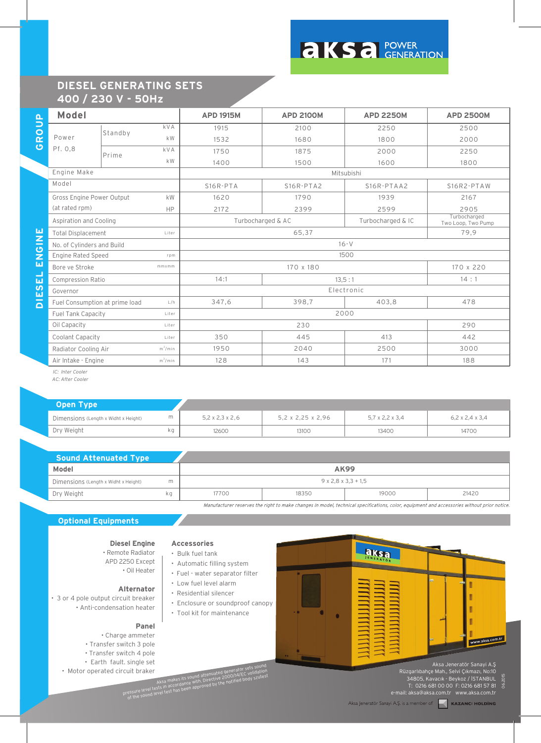# DIESEL GENERATING SETS
## 400 / 230 V - 50Hz

**GROUP**

| Model | | | APD 1915M | APD 2100M | APD 2250M | APD 2500M |
|---|---|---|---|---|---|---|
| Power Pf. 0,8 | Standby | kVA | 1915 | 2100 | 2250 | 2500 |
| | | kW | 1532 | 1680 | 1800 | 2000 |
| | Prime | kVA | 1750 | 1875 | 2000 | 2250 |
| | | kW | 1400 | 1500 | 1600 | 1800 |

**DIESEL ENGINE**

| | | APD 1915M | APD 2100M | APD 2250M | APD 2500M |
|---|---|---|---|---|---|
| Engine Make | | Mitsubishi | | | |
| Model | | S16R-PTA | S16R-PTA2 | S16R-PTAA2 | S16R2-PTAW |
| Gross Engine Power Output (at rated rpm) | kW | 1620 | 1790 | 1939 | 2167 |
| | HP | 2172 | 2399 | 2599 | 2905 |
| Aspiration and Cooling | | Turbocharged & AC | Turbocharged & AC | Turbocharged & IC | Turbocharged Two Loop, Two Pump |
| Total Displacement | Liter | 65,37 | 65,37 | 65,37 | 79,9 |
| No. of Cylinders and Build | | 16-V | | | |
| Engine Rated Speed | rpm | 1500 | | | |
| Bore ve Stroke | mmxmm | 170 x 180 | 170 x 180 | 170 x 180 | 170 x 220 |
| Compression Ratio | | 14:1 | 13,5 : 1 | 13,5 : 1 | 14 : 1 |
| Governor | | Electronic | | | |
| Fuel Consumption at prime load | L/h | 347,6 | 398,7 | 403,8 | 478 |
| Fuel Tank Capacity | Liter | 2000 | | | |
| Oil Capacity | Liter | 230 | 230 | 230 | 290 |
| Coolant Capacity | Liter | 350 | 445 | 413 | 442 |
| Radiator Cooling Air | $m^3/min$ | 1950 | 2040 | 2500 | 3000 |
| Air Intake - Engine | $m^3/min$ | 128 | 143 | 171 | 188 |

*IC: Inter Cooler*
*AC: After Cooler*

## Open Type

| | | APD 1915M | APD 2100M | APD 2250M | APD 2500M |
|---|---|---|---|---|---|
| Dimensions (Length x Widht x Height) | m | 5,2 x 2,3 x 2,6 | 5,2 x 2,25 x 2,96 | 5,7 x 2,2 x 3,4 | 6,2 x 2,4 x 3,4 |
| Dry Weight | kg | 12600 | 13100 | 13400 | 14700 |

## Sound Attenuated Type

| Model | | AK99 | | | |
|---|---|---|---|---|---|
| Dimensions (Length x Widht x Height) | m | 9 x 2,8 x 3,3 + 1,5 | | | |
| Dry Weight | kg | 17700 | 18350 | 19000 | 21420 |

*Manufacturer reserves the right to make changes in model, technical specifications, color, equipment and accessories without prior notice.*

## Optional Equipments

**Diesel Engine**
- Remote Radiator APD 2250 Except
- Oil Heater

**Alternator**
- 3 or 4 pole output circuit breaker
- Anti-condensation heater

**Panel**
- Charge ammeter
- Transfer switch 3 pole
- Transfer switch 4 pole
- Earth fault. single set
- Motor operated circuit braker

**Accessories**
- Bulk fuel tank
- Automatic filling system
- Fuel - water separator filter
- Low fuel level alarm
- Residential silencer
- Enclosure or soundproof canopy
- Tool kit for maintenance

Aksa makes its sound attenuated generator sets sound pressure level tests in accordance with. Directive 2000/14/EC validation of the sound level test has been approved by the notified body szutest

Aksa Jeneratör Sanayi A.Ş
Rüzgarlıbahçe Mah., Selvi Çıkmazı, No:10
34805, Kavacık - Beykoz / İSTANBUL
T: 0216 681 00 00 F: 0216 681 57 81
e-mail: aksa@aksa.com.tr www.aksa.com.tr

Aksa Jeneratör Sanayi A.Ş. is a member of KAZANCI HOLDİNG

06.2015